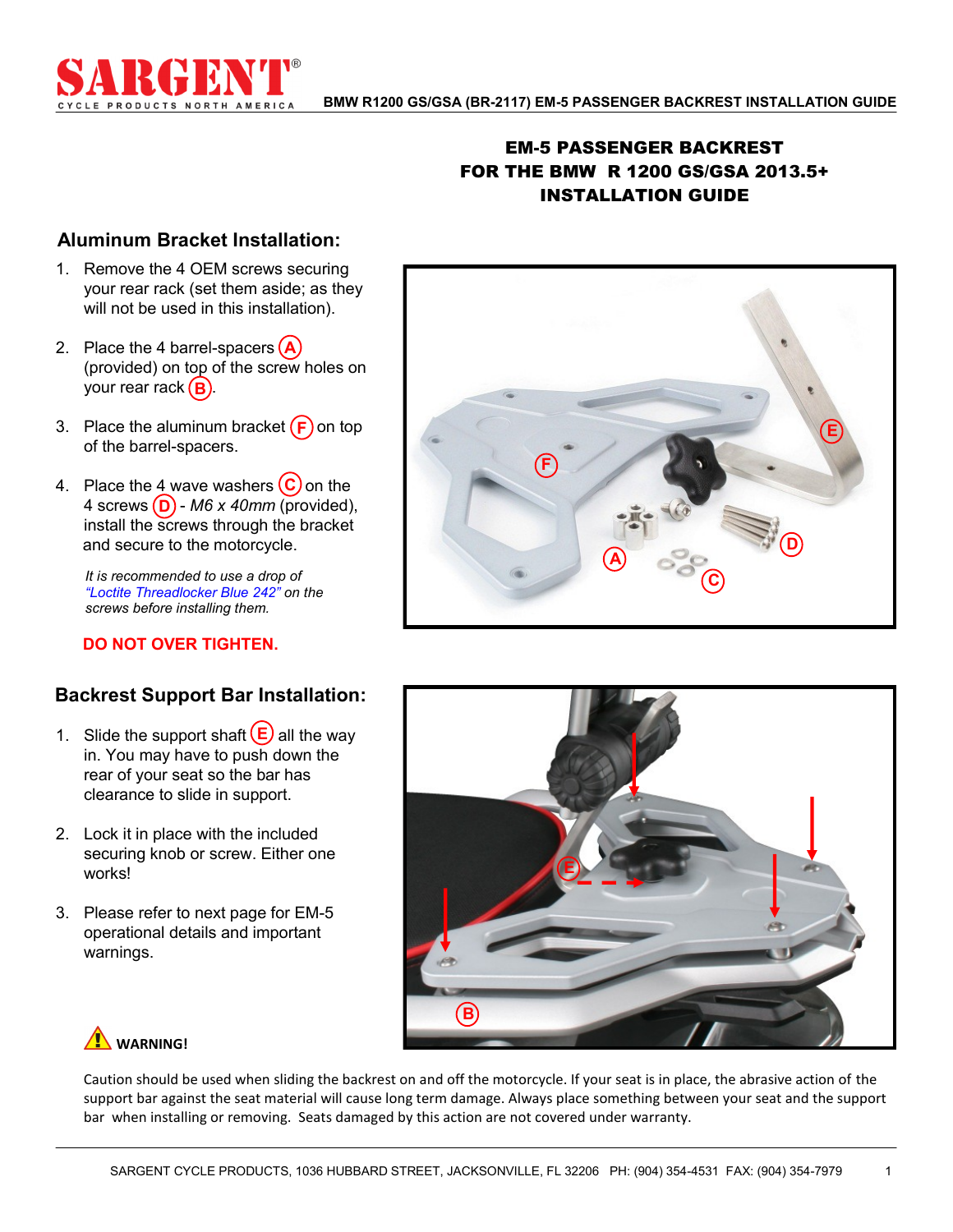# EM-5 PASSENGER BACKREST FOR THE BMW R 1200 GS/GSA 2013.5+ INSTALLATION GUIDE

## Aluminum Bracket Installation:

1. Remove the 4 OEM screws securing your rear rack (set them aside; as they will not be used in this installation).
2. Place the 4 barrel-spacers (A) (provided) on top of the screw holes on your rear rack (B).
3. Place the aluminum bracket (F) on top of the barrel-spacers.
4. Place the 4 wave washers (C) on the 4 screws (D) - *M6 x 40mm* (provided), install the screws through the bracket and secure to the motorcycle.

   *It is recommended to use a drop of "Loctite Threadlocker Blue 242" on the screws before installing them.*

   **DO NOT OVER TIGHTEN.**

## Backrest Support Bar Installation:

1. Slide the support shaft (E) all the way in. You may have to push down the rear of your seat so the bar has clearance to slide in support.
2. Lock it in place with the included securing knob or screw. Either one works!
3. Please refer to next page for EM-5 operational details and important warnings.

**WARNING!**

Caution should be used when sliding the backrest on and off the motorcycle. If your seat is in place, the abrasive action of the support bar against the seat material will cause long term damage. Always place something between your seat and the support bar when installing or removing. Seats damaged by this action are not covered under warranty.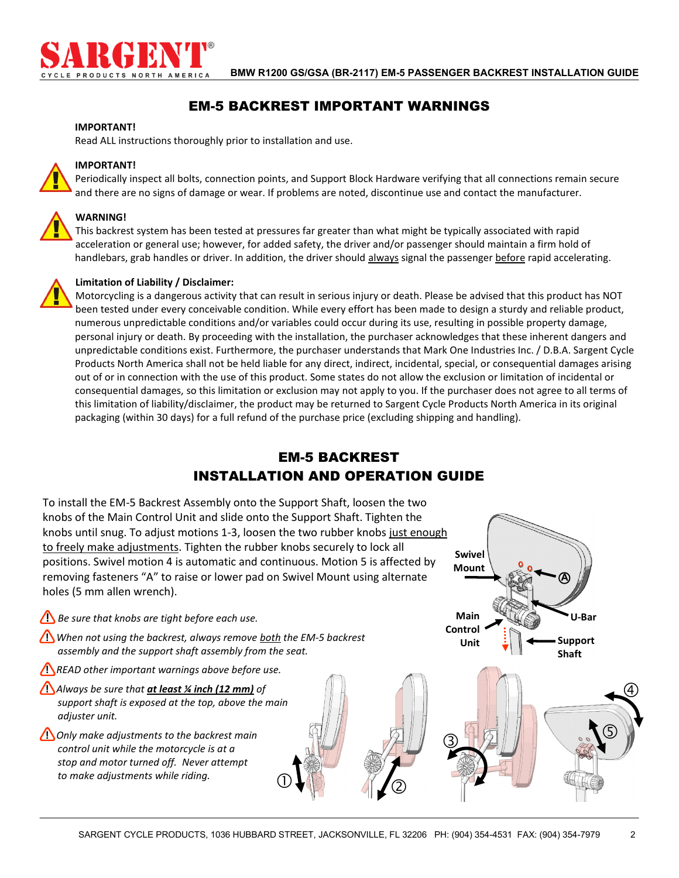## EM-5 BACKREST IMPORTANT WARNINGS

**IMPORTANT!**
Read ALL instructions thoroughly prior to installation and use.

**IMPORTANT!**
Periodically inspect all bolts, connection points, and Support Block Hardware verifying that all connections remain secure and there are no signs of damage or wear. If problems are noted, discontinue use and contact the manufacturer.

**WARNING!**
This backrest system has been tested at pressures far greater than what might be typically associated with rapid acceleration or general use; however, for added safety, the driver and/or passenger should maintain a firm hold of handlebars, grab handles or driver. In addition, the driver should always signal the passenger before rapid accelerating.

**Limitation of Liability / Disclaimer:**
Motorcycling is a dangerous activity that can result in serious injury or death. Please be advised that this product has NOT been tested under every conceivable condition. While every effort has been made to design a sturdy and reliable product, numerous unpredictable conditions and/or variables could occur during its use, resulting in possible property damage, personal injury or death. By proceeding with the installation, the purchaser acknowledges that these inherent dangers and unpredictable conditions exist. Furthermore, the purchaser understands that Mark One Industries Inc. / D.B.A. Sargent Cycle Products North America shall not be held liable for any direct, indirect, incidental, special, or consequential damages arising out of or in connection with the use of this product. Some states do not allow the exclusion or limitation of incidental or consequential damages, so this limitation or exclusion may not apply to you. If the purchaser does not agree to all terms of this limitation of liability/disclaimer, the product may be returned to Sargent Cycle Products North America in its original packaging (within 30 days) for a full refund of the purchase price (excluding shipping and handling).

## EM-5 BACKREST INSTALLATION AND OPERATION GUIDE

To install the EM-5 Backrest Assembly onto the Support Shaft, loosen the two knobs of the Main Control Unit and slide onto the Support Shaft. Tighten the knobs until snug. To adjust motions 1-3, loosen the two rubber knobs just enough to freely make adjustments. Tighten the rubber knobs securely to lock all positions. Swivel motion 4 is automatic and continuous. Motion 5 is affected by removing fasteners "A" to raise or lower pad on Swivel Mount using alternate holes (5 mm allen wrench).

Swivel Mount

A

Main Control Unit

U-Bar

Support Shaft

- *Be sure that knobs are tight before each use.*
- *When not using the backrest, always remove both the EM-5 backrest assembly and the support shaft assembly from the seat.*
- *READ other important warnings above before use.*
- *Always be sure that **at least ½ inch (12 mm)** of support shaft is exposed at the top, above the main adjuster unit.*
- *Only make adjustments to the backrest main control unit while the motorcycle is at a stop and motor turned off. Never attempt to make adjustments while riding.*

① ② ③ ④ ⑤